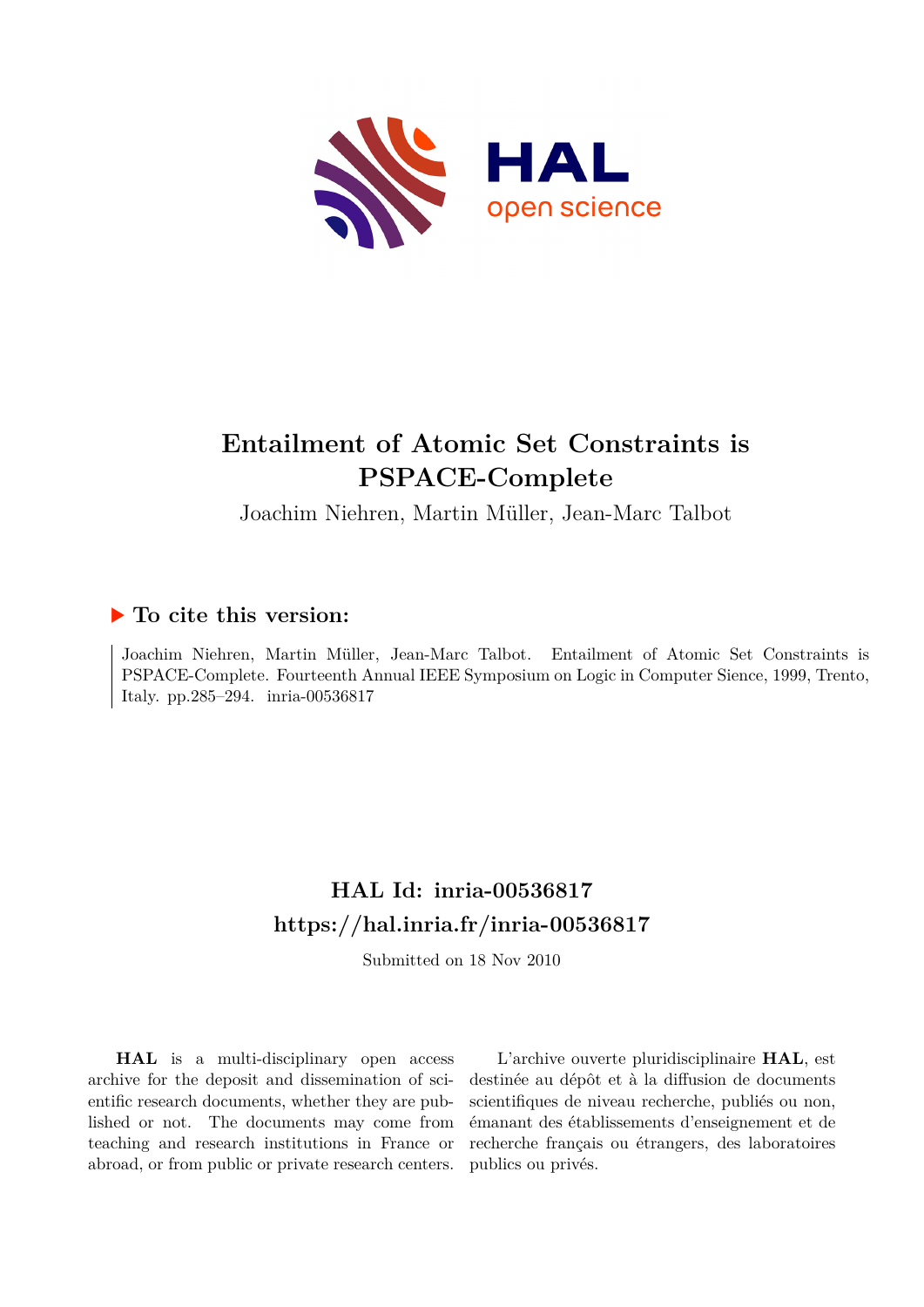# Entailment of Atomic Set Constraints is PSPACE-Complete

Joachim Niehren, Martin Müller, Jean-Marc Talbot

## ▶ To cite this version:

Joachim Niehren, Martin Müller, Jean-Marc Talbot. Entailment of Atomic Set Constraints is PSPACE-Complete. Fourteenth Annual IEEE Symposium on Logic in Computer Sience, 1999, Trento, Italy. pp.285–294. inria-00536817

## HAL Id: inria-00536817
## https://hal.inria.fr/inria-00536817

Submitted on 18 Nov 2010

**HAL** is a multi-disciplinary open access archive for the deposit and dissemination of scientific research documents, whether they are published or not. The documents may come from teaching and research institutions in France or abroad, or from public or private research centers.

L'archive ouverte pluridisciplinaire **HAL**, est destinée au dépôt et à la diffusion de documents scientifiques de niveau recherche, publiés ou non, émanant des établissements d'enseignement et de recherche français ou étrangers, des laboratoires publics ou privés.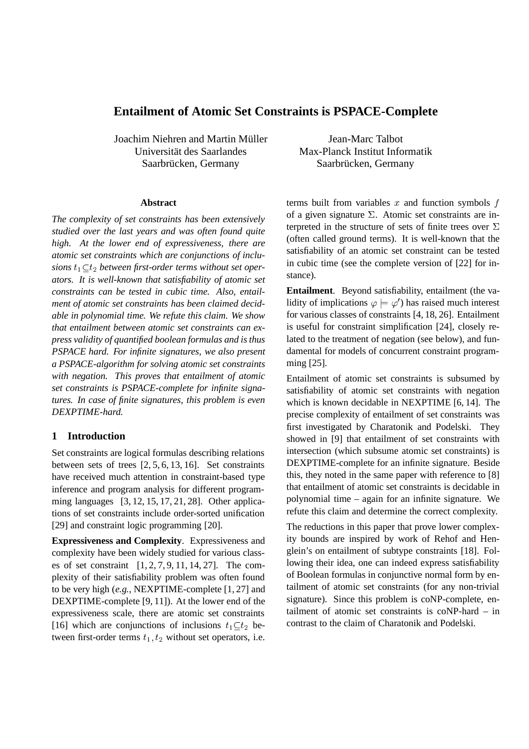# Entailment of Atomic Set Constraints is PSPACE-Complete

Joachim Niehren and Martin Müller
Universität des Saarlandes
Saarbrücken, Germany

Jean-Marc Talbot
Max-Planck Institut Informatik
Saarbrücken, Germany

### Abstract

*The complexity of set constraints has been extensively studied over the last years and was often found quite high. At the lower end of expressiveness, there are atomic set constraints which are conjunctions of inclusions $t_1 \subseteq t_2$ between first-order terms without set operators. It is well-known that satisfiability of atomic set constraints can be tested in cubic time. Also, entailment of atomic set constraints has been claimed decidable in polynomial time. We refute this claim. We show that entailment between atomic set constraints can express validity of quantified boolean formulas and is thus PSPACE hard. For infinite signatures, we also present a PSPACE-algorithm for solving atomic set constraints with negation. This proves that entailment of atomic set constraints is PSPACE-complete for infinite signatures. In case of finite signatures, this problem is even DEXPTIME-hard.*

## 1 Introduction

Set constraints are logical formulas describing relations between sets of trees [2, 5, 6, 13, 16]. Set constraints have received much attention in constraint-based type inference and program analysis for different programming languages [3, 12, 15, 17, 21, 28]. Other applications of set constraints include order-sorted unification [29] and constraint logic programming [20].

**Expressiveness and Complexity**. Expressiveness and complexity have been widely studied for various classes of set constraint [1, 2, 7, 9, 11, 14, 27]. The complexity of their satisfiability problem was often found to be very high (*e.g.*, NEXPTIME-complete [1, 27] and DEXPTIME-complete [9, 11]). At the lower end of the expressiveness scale, there are atomic set constraints [16] which are conjunctions of inclusions $t_1 \subseteq t_2$ between first-order terms $t_1, t_2$ without set operators, i.e. terms built from variables $x$ and function symbols $f$ of a given signature $\Sigma$. Atomic set constraints are interpreted in the structure of sets of finite trees over $\Sigma$ (often called ground terms). It is well-known that the satisfiability of an atomic set constraint can be tested in cubic time (see the complete version of [22] for instance).

**Entailment**. Beyond satisfiability, entailment (the validity of implications $\varphi \models \varphi'$) has raised much interest for various classes of constraints [4, 18, 26]. Entailment is useful for constraint simplification [24], closely related to the treatment of negation (see below), and fundamental for models of concurrent constraint programming [25].

Entailment of atomic set constraints is subsumed by satisfiability of atomic set constraints with negation which is known decidable in NEXPTIME [6, 14]. The precise complexity of entailment of set constraints was first investigated by Charatonik and Podelski. They showed in [9] that entailment of set constraints with intersection (which subsume atomic set constraints) is DEXPTIME-complete for an infinite signature. Beside this, they noted in the same paper with reference to [8] that entailment of atomic set constraints is decidable in polynomial time – again for an infinite signature. We refute this claim and determine the correct complexity.

The reductions in this paper that prove lower complexity bounds are inspired by work of Rehof and Henglein's on entailment of subtype constraints [18]. Following their idea, one can indeed express satisfiability of Boolean formulas in conjunctive normal form by entailment of atomic set constraints (for any non-trivial signature). Since this problem is coNP-complete, entailment of atomic set constraints is coNP-hard – in contrast to the claim of Charatonik and Podelski.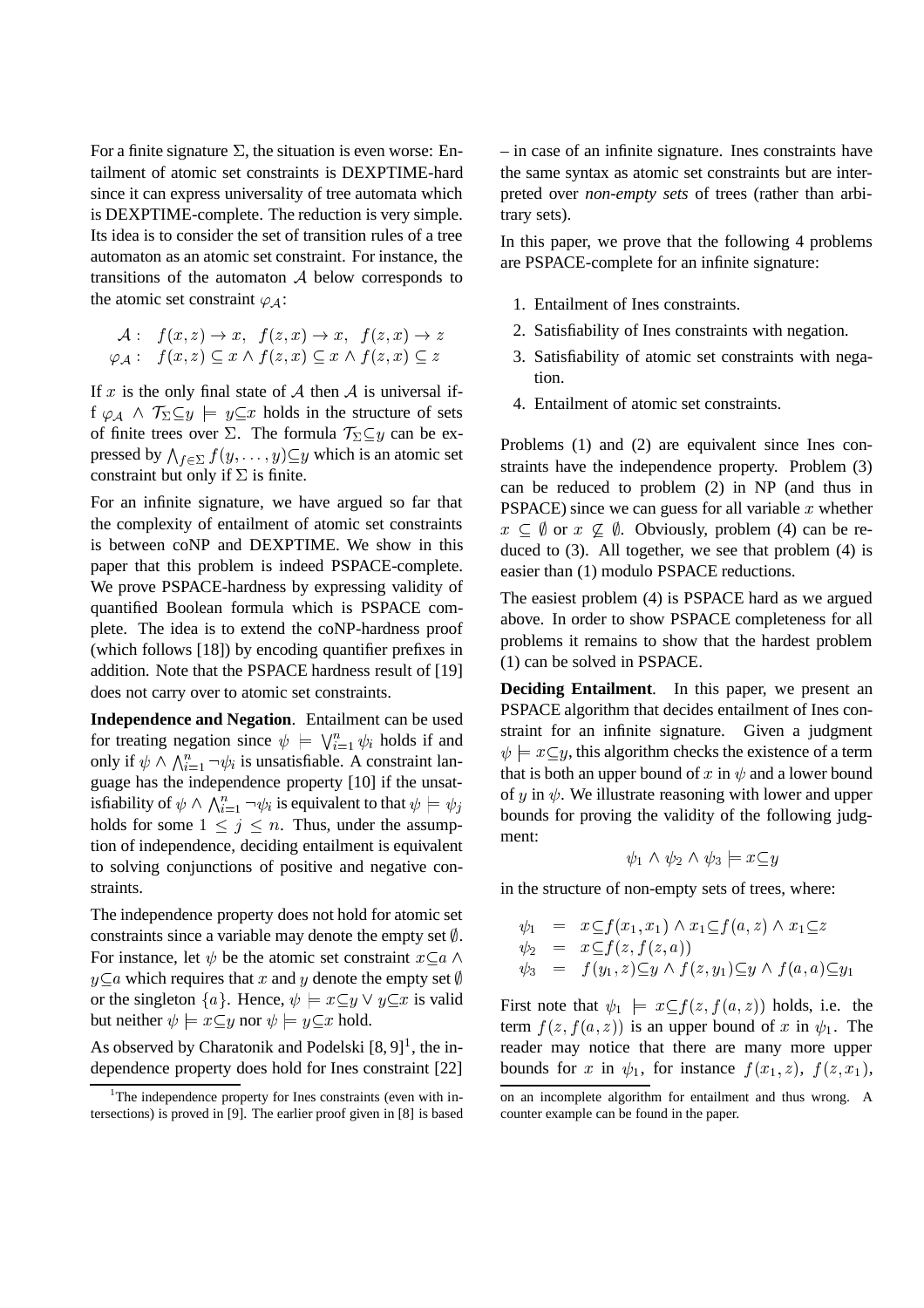For a finite signature $\Sigma$, the situation is even worse: Entailment of atomic set constraints is DEXPTIME-hard since it can express universality of tree automata which is DEXPTIME-complete. The reduction is very simple. Its idea is to consider the set of transition rules of a tree automaton as an atomic set constraint. For instance, the transitions of the automaton $\mathcal{A}$ below corresponds to the atomic set constraint $\varphi_{\mathcal{A}}$:

$$\begin{array}{ll} \mathcal{A}: & f(x,z) \to x, \;\; f(z,x) \to x, \;\; f(z,x) \to z \\ \varphi_{\mathcal{A}}: & f(x,z) \subseteq x \wedge f(z,x) \subseteq x \wedge f(z,x) \subseteq z \end{array}$$

If $x$ is the only final state of $\mathcal{A}$ then $\mathcal{A}$ is universal iff $\varphi_{\mathcal{A}} \wedge \mathcal{T}_\Sigma \subseteq y \models y \subseteq x$ holds in the structure of sets of finite trees over $\Sigma$. The formula $\mathcal{T}_\Sigma \subseteq y$ can be expressed by $\bigwedge_{f \in \Sigma} f(y, \ldots, y) \subseteq y$ which is an atomic set constraint but only if $\Sigma$ is finite.

For an infinite signature, we have argued so far that the complexity of entailment of atomic set constraints is between coNP and DEXPTIME. We show in this paper that this problem is indeed PSPACE-complete. We prove PSPACE-hardness by expressing validity of quantified Boolean formula which is PSPACE complete. The idea is to extend the coNP-hardness proof (which follows [18]) by encoding quantifier prefixes in addition. Note that the PSPACE hardness result of [19] does not carry over to atomic set constraints.

**Independence and Negation**. Entailment can be used for treating negation since $\psi \models \bigvee_{i=1}^n \psi_i$ holds if and only if $\psi \wedge \bigwedge_{i=1}^n \neg\psi_i$ is unsatisfiable. A constraint language has the independence property [10] if the unsatisfiability of $\psi \wedge \bigwedge_{i=1}^n \neg\psi_i$ is equivalent to that $\psi \models \psi_j$ holds for some $1 \leq j \leq n$. Thus, under the assumption of independence, deciding entailment is equivalent to solving conjunctions of positive and negative constraints.

The independence property does not hold for atomic set constraints since a variable may denote the empty set $\emptyset$. For instance, let $\psi$ be the atomic set constraint $x \subseteq a \wedge y \subseteq a$ which requires that $x$ and $y$ denote the empty set $\emptyset$ or the singleton $\{a\}$. Hence, $\psi \models x \subseteq y \vee y \subseteq x$ is valid but neither $\psi \models x \subseteq y$ nor $\psi \models y \subseteq x$ hold.

As observed by Charatonik and Podelski [8, 9][1], the independence property does hold for Ines constraint [22] – in case of an infinite signature. Ines constraints have the same syntax as atomic set constraints but are interpreted over *non-empty sets* of trees (rather than arbitrary sets).

In this paper, we prove that the following 4 problems are PSPACE-complete for an infinite signature:

1. Entailment of Ines constraints.
2. Satisfiability of Ines constraints with negation.
3. Satisfiability of atomic set constraints with negation.
4. Entailment of atomic set constraints.

Problems (1) and (2) are equivalent since Ines constraints have the independence property. Problem (3) can be reduced to problem (2) in NP (and thus in PSPACE) since we can guess for all variable $x$ whether $x \subseteq \emptyset$ or $x \not\subseteq \emptyset$. Obviously, problem (4) can be reduced to (3). All together, we see that problem (4) is easier than (1) modulo PSPACE reductions.

The easiest problem (4) is PSPACE hard as we argued above. In order to show PSPACE completeness for all problems it remains to show that the hardest problem (1) can be solved in PSPACE.

**Deciding Entailment**. In this paper, we present an PSPACE algorithm that decides entailment of Ines constraint for an infinite signature. Given a judgment $\psi \models x \subseteq y$, this algorithm checks the existence of a term that is both an upper bound of $x$ in $\psi$ and a lower bound of $y$ in $\psi$. We illustrate reasoning with lower and upper bounds for proving the validity of the following judgment:

$$\psi_1 \wedge \psi_2 \wedge \psi_3 \models x \subseteq y$$

in the structure of non-empty sets of trees, where:

$$\begin{array}{lll} \psi_1 & = & x \subseteq f(x_1, x_1) \wedge x_1 \subseteq f(a, z) \wedge x_1 \subseteq z \\ \psi_2 & = & x \subseteq f(z, f(z, a)) \\ \psi_3 & = & f(y_1, z) \subseteq y \wedge f(z, y_1) \subseteq y \wedge f(a, a) \subseteq y_1 \end{array}$$

First note that $\psi_1 \models x \subseteq f(z, f(a, z))$ holds, i.e. the term $f(z, f(a, z))$ is an upper bound of $x$ in $\psi_1$. The reader may notice that there are many more upper bounds for $x$ in $\psi_1$, for instance $f(x_1, z)$, $f(z, x_1)$,

[1] The independence property for Ines constraints (even with intersections) is proved in [9]. The earlier proof given in [8] is based on an incomplete algorithm for entailment and thus wrong. A counter example can be found in the paper.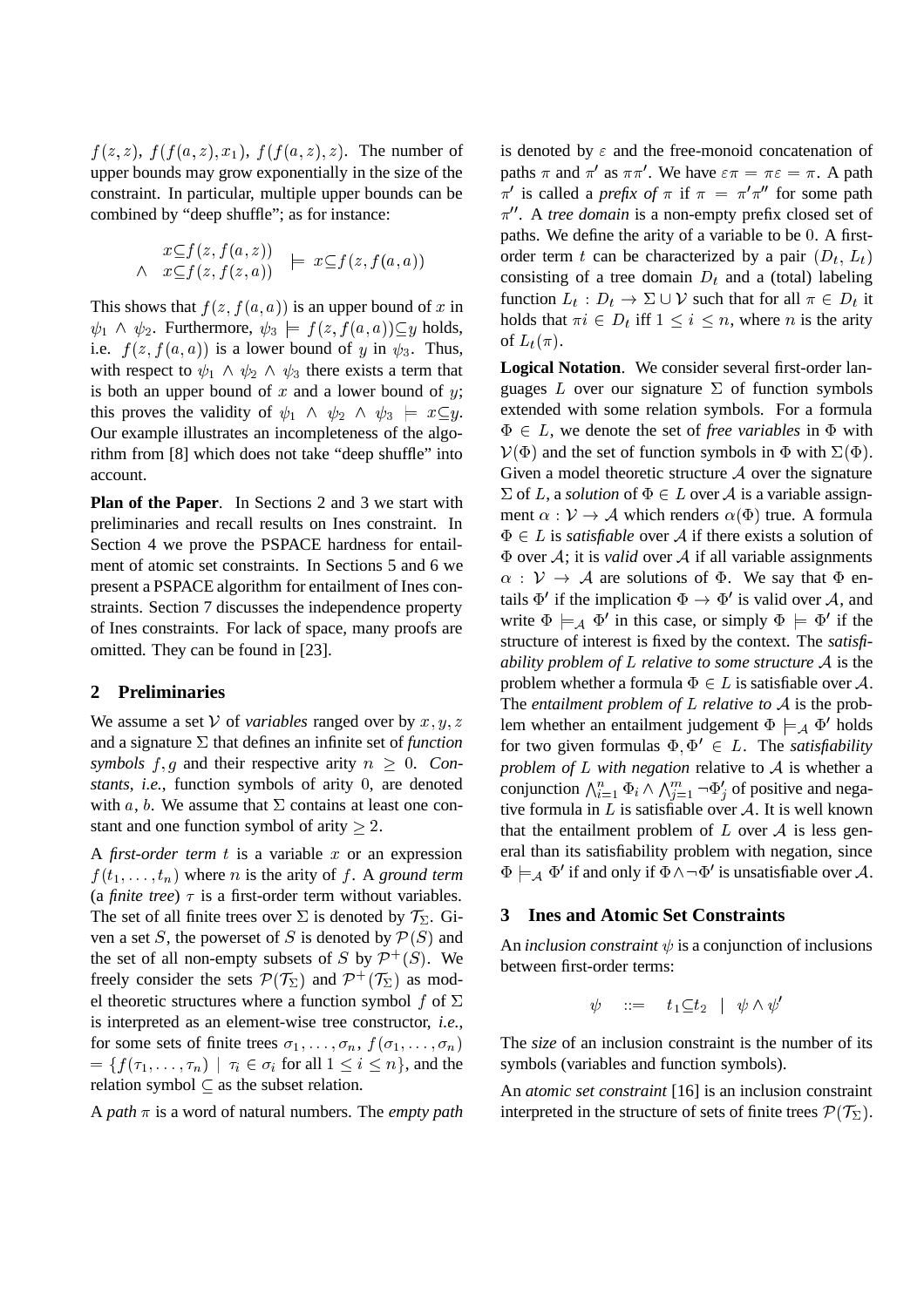$f(z,z)$, $f(f(a,z),x_1)$, $f(f(a,z),z)$. The number of upper bounds may grow exponentially in the size of the constraint. In particular, multiple upper bounds can be combined by "deep shuffle"; as for instance:

$$\begin{array}{rl} & x \subseteq f(z, f(a,z)) \\ \wedge & x \subseteq f(z, f(z,a)) \end{array} \models x \subseteq f(z, f(a,a))$$

This shows that $f(z, f(a,a))$ is an upper bound of $x$ in $\psi_1 \wedge \psi_2$. Furthermore, $\psi_3 \models f(z, f(a,a)) \subseteq y$ holds, i.e. $f(z, f(a,a))$ is a lower bound of $y$ in $\psi_3$. Thus, with respect to $\psi_1 \wedge \psi_2 \wedge \psi_3$ there exists a term that is both an upper bound of $x$ and a lower bound of $y$; this proves the validity of $\psi_1 \wedge \psi_2 \wedge \psi_3 \models x \subseteq y$. Our example illustrates an incompleteness of the algorithm from [8] which does not take "deep shuffle" into account.

**Plan of the Paper**. In Sections 2 and 3 we start with preliminaries and recall results on Ines constraint. In Section 4 we prove the PSPACE hardness for entailment of atomic set constraints. In Sections 5 and 6 we present a PSPACE algorithm for entailment of Ines constraints. Section 7 discusses the independence property of Ines constraints. For lack of space, many proofs are omitted. They can be found in [23].

## 2 Preliminaries

We assume a set $\mathcal{V}$ of *variables* ranged over by $x, y, z$ and a signature $\Sigma$ that defines an infinite set of *function symbols* $f, g$ and their respective arity $n \geq 0$. *Constants*, *i.e.*, function symbols of arity $0$, are denoted with $a$, $b$. We assume that $\Sigma$ contains at least one constant and one function symbol of arity $\geq 2$.

A *first-order term* $t$ is a variable $x$ or an expression $f(t_1, \ldots, t_n)$ where $n$ is the arity of $f$. A *ground term* (a *finite tree*) $\tau$ is a first-order term without variables. The set of all finite trees over $\Sigma$ is denoted by $\mathcal{T}_\Sigma$. Given a set $S$, the powerset of $S$ is denoted by $\mathcal{P}(S)$ and the set of all non-empty subsets of $S$ by $\mathcal{P}^+(S)$. We freely consider the sets $\mathcal{P}(\mathcal{T}_\Sigma)$ and $\mathcal{P}^+(\mathcal{T}_\Sigma)$ as model theoretic structures where a function symbol $f$ of $\Sigma$ is interpreted as an element-wise tree constructor, *i.e.*, for some sets of finite trees $\sigma_1, \ldots, \sigma_n$, $f(\sigma_1, \ldots, \sigma_n)$ $= \{f(\tau_1, \ldots, \tau_n) \mid \tau_i \in \sigma_i \text{ for all } 1 \leq i \leq n\}$, and the relation symbol $\subseteq$ as the subset relation.

A *path* $\pi$ is a word of natural numbers. The *empty path* is denoted by $\varepsilon$ and the free-monoid concatenation of paths $\pi$ and $\pi'$ as $\pi\pi'$. We have $\varepsilon\pi = \pi\varepsilon = \pi$. A path $\pi'$ is called a *prefix of* $\pi$ if $\pi = \pi'\pi''$ for some path $\pi''$. A *tree domain* is a non-empty prefix closed set of paths. We define the arity of a variable to be $0$. A first-order term $t$ can be characterized by a pair $(D_t, L_t)$ consisting of a tree domain $D_t$ and a (total) labeling function $L_t : D_t \to \Sigma \cup \mathcal{V}$ such that for all $\pi \in D_t$ it holds that $\pi i \in D_t$ iff $1 \leq i \leq n$, where $n$ is the arity of $L_t(\pi)$.

**Logical Notation**. We consider several first-order languages $L$ over our signature $\Sigma$ of function symbols extended with some relation symbols. For a formula $\Phi \in L$, we denote the set of *free variables* in $\Phi$ with $\mathcal{V}(\Phi)$ and the set of function symbols in $\Phi$ with $\Sigma(\Phi)$. Given a model theoretic structure $\mathcal{A}$ over the signature $\Sigma$ of $L$, a *solution* of $\Phi \in L$ over $\mathcal{A}$ is a variable assignment $\alpha : \mathcal{V} \to \mathcal{A}$ which renders $\alpha(\Phi)$ true. A formula $\Phi \in L$ is *satisfiable* over $\mathcal{A}$ if there exists a solution of $\Phi$ over $\mathcal{A}$; it is *valid* over $\mathcal{A}$ if all variable assignments $\alpha : \mathcal{V} \to \mathcal{A}$ are solutions of $\Phi$. We say that $\Phi$ entails $\Phi'$ if the implication $\Phi \to \Phi'$ is valid over $\mathcal{A}$, and write $\Phi \models_\mathcal{A} \Phi'$ in this case, or simply $\Phi \models \Phi'$ if the structure of interest is fixed by the context. The *satisfiability problem of* $L$ *relative to some structure* $\mathcal{A}$ is the problem whether a formula $\Phi \in L$ is satisfiable over $\mathcal{A}$. The *entailment problem of* $L$ *relative to* $\mathcal{A}$ is the problem whether an entailment judgement $\Phi \models_\mathcal{A} \Phi'$ holds for two given formulas $\Phi, \Phi' \in L$. The *satisfiability problem of* $L$ *with negation* relative to $\mathcal{A}$ is whether a conjunction $\bigwedge_{i=1}^n \Phi_i \wedge \bigwedge_{j=1}^m \neg\Phi'_j$ of positive and negative formula in $L$ is satisfiable over $\mathcal{A}$. It is well known that the entailment problem of $L$ over $\mathcal{A}$ is less general than its satisfiability problem with negation, since $\Phi \models_\mathcal{A} \Phi'$ if and only if $\Phi \wedge \neg\Phi'$ is unsatisfiable over $\mathcal{A}$.

## 3 Ines and Atomic Set Constraints

An *inclusion constraint* $\psi$ is a conjunction of inclusions between first-order terms:

$$\psi \quad ::= \quad t_1 \subseteq t_2 \mid \psi \wedge \psi'$$

The *size* of an inclusion constraint is the number of its symbols (variables and function symbols).

An *atomic set constraint* [16] is an inclusion constraint interpreted in the structure of sets of finite trees $\mathcal{P}(\mathcal{T}_\Sigma)$.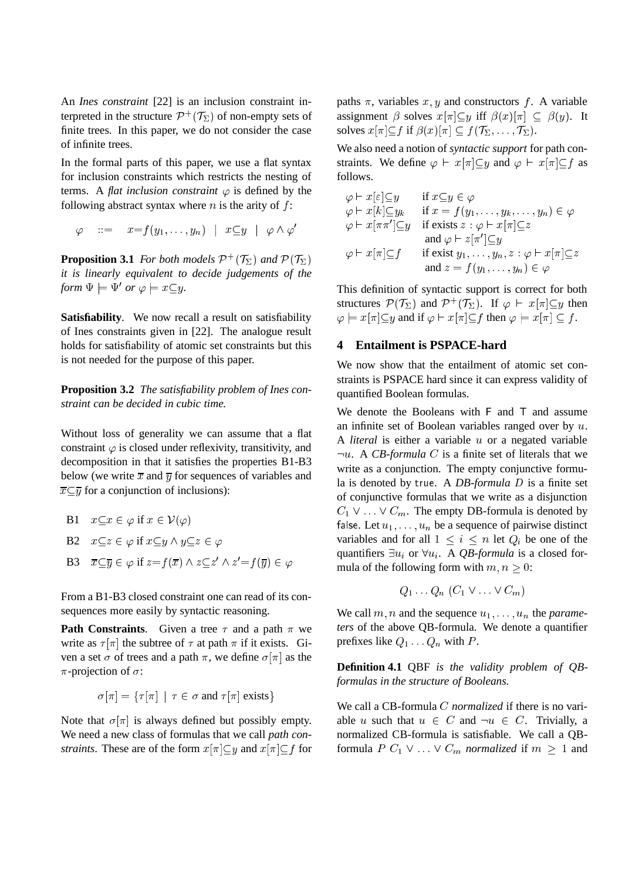An *Ines constraint* [22] is an inclusion constraint interpreted in the structure $\mathcal{P}^+(\mathcal{T}_\Sigma)$ of non-empty sets of finite trees. In this paper, we do not consider the case of infinite trees.

In the formal parts of this paper, we use a flat syntax for inclusion constraints which restricts the nesting of terms. A *flat inclusion constraint* $\varphi$ is defined by the following abstract syntax where $n$ is the arity of $f$:

$$\varphi \quad ::= \quad x{=}f(y_1,\ldots,y_n) \;\mid\; x{\subseteq}y \;\mid\; \varphi \wedge \varphi'$$

**Proposition 3.1** *For both models $\mathcal{P}^+(\mathcal{T}_\Sigma)$ and $\mathcal{P}(\mathcal{T}_\Sigma)$ it is linearly equivalent to decide judgements of the form $\Psi \models \Psi'$ or $\varphi \models x{\subseteq}y$.*

**Satisfiability**. We now recall a result on satisfiability of Ines constraints given in [22]. The analogue result holds for satisfiability of atomic set constraints but this is not needed for the purpose of this paper.

**Proposition 3.2** *The satisfiability problem of Ines constraint can be decided in cubic time.*

Without loss of generality we can assume that a flat constraint $\varphi$ is closed under reflexivity, transitivity, and decomposition in that it satisfies the properties B1-B3 below (we write $\overline{x}$ and $\overline{y}$ for sequences of variables and $\overline{x}{\subseteq}\overline{y}$ for a conjunction of inclusions):

- B1 $\quad x{\subseteq}x \in \varphi$ if $x \in \mathcal{V}(\varphi)$
- B2 $\quad x{\subseteq}z \in \varphi$ if $x{\subseteq}y \wedge y{\subseteq}z \in \varphi$
- B3 $\quad \overline{x}{\subseteq}\overline{y} \in \varphi$ if $z{=}f(\overline{x}) \wedge z{\subseteq}z' \wedge z'{=}f(\overline{y}) \in \varphi$

From a B1-B3 closed constraint one can read of its consequences more easily by syntactic reasoning.

**Path Constraints**. Given a tree $\tau$ and a path $\pi$ we write as $\tau[\pi]$ the subtree of $\tau$ at path $\pi$ if it exists. Given a set $\sigma$ of trees and a path $\pi$, we define $\sigma[\pi]$ as the $\pi$-projection of $\sigma$:

$$\sigma[\pi] = \{\tau[\pi] \mid \tau \in \sigma \text{ and } \tau[\pi] \text{ exists}\}$$

Note that $\sigma[\pi]$ is always defined but possibly empty. We need a new class of formulas that we call *path constraints*. These are of the form $x[\pi]{\subseteq}y$ and $x[\pi]{\subseteq}f$ for paths $\pi$, variables $x, y$ and constructors $f$. A variable assignment $\beta$ solves $x[\pi]{\subseteq}y$ iff $\beta(x)[\pi] \subseteq \beta(y)$. It solves $x[\pi]{\subseteq}f$ if $\beta(x)[\pi] \subseteq f(\mathcal{T}_\Sigma,\ldots,\mathcal{T}_\Sigma)$.

We also need a notion of *syntactic support* for path constraints. We define $\varphi \vdash x[\pi]{\subseteq}y$ and $\varphi \vdash x[\pi]{\subseteq}f$ as follows.

$$\begin{array}{ll}
\varphi \vdash x[\varepsilon]{\subseteq}y & \text{if } x{\subseteq}y \in \varphi \\
\varphi \vdash x[k]{\subseteq}y_k & \text{if } x = f(y_1,\ldots,y_k,\ldots,y_n) \in \varphi \\
\varphi \vdash x[\pi\pi']{\subseteq}y & \text{if exists } z : \varphi \vdash x[\pi]{\subseteq}z \\
 & \text{ and } \varphi \vdash z[\pi']{\subseteq}y \\
\varphi \vdash x[\pi]{\subseteq}f & \text{if exist } y_1,\ldots,y_n, z : \varphi \vdash x[\pi]{\subseteq}z \\
 & \text{ and } z = f(y_1,\ldots,y_n) \in \varphi
\end{array}$$

This definition of syntactic support is correct for both structures $\mathcal{P}(\mathcal{T}_\Sigma)$ and $\mathcal{P}^+(\mathcal{T}_\Sigma)$. If $\varphi \vdash x[\pi]{\subseteq}y$ then $\varphi \models x[\pi]{\subseteq}y$ and if $\varphi \vdash x[\pi]{\subseteq}f$ then $\varphi \models x[\pi] \subseteq f$.

## 4 Entailment is PSPACE-hard

We now show that the entailment of atomic set constraints is PSPACE hard since it can express validity of quantified Boolean formulas.

We denote the Booleans with $\mathsf{F}$ and $\mathsf{T}$ and assume an infinite set of Boolean variables ranged over by $u$. A *literal* is either a variable $u$ or a negated variable $\neg u$. A *CB-formula* $C$ is a finite set of literals that we write as a conjunction. The empty conjunctive formula is denoted by $\mathsf{true}$. A *DB-formula* $D$ is a finite set of conjunctive formulas that we write as a disjunction $C_1 \vee \ldots \vee C_m$. The empty DB-formula is denoted by $\mathsf{false}$. Let $u_1,\ldots,u_n$ be a sequence of pairwise distinct variables and for all $1 \leq i \leq n$ let $Q_i$ be one of the quantifiers $\exists u_i$ or $\forall u_i$. A *QB-formula* is a closed formula of the following form with $m, n \geq 0$:

$$Q_1 \ldots Q_n \;(C_1 \vee \ldots \vee C_m)$$

We call $m, n$ and the sequence $u_1,\ldots,u_n$ the *parameters* of the above QB-formula. We denote a quantifier prefixes like $Q_1 \ldots Q_n$ with $P$.

**Definition 4.1** QBF *is the validity problem of QB-formulas in the structure of Booleans.*

We call a CB-formula $C$ *normalized* if there is no variable $u$ such that $u \in C$ and $\neg u \in C$. Trivially, a normalized CB-formula is satisfiable. We call a QB-formula $P\; C_1 \vee \ldots \vee C_m$ *normalized* if $m \geq 1$ and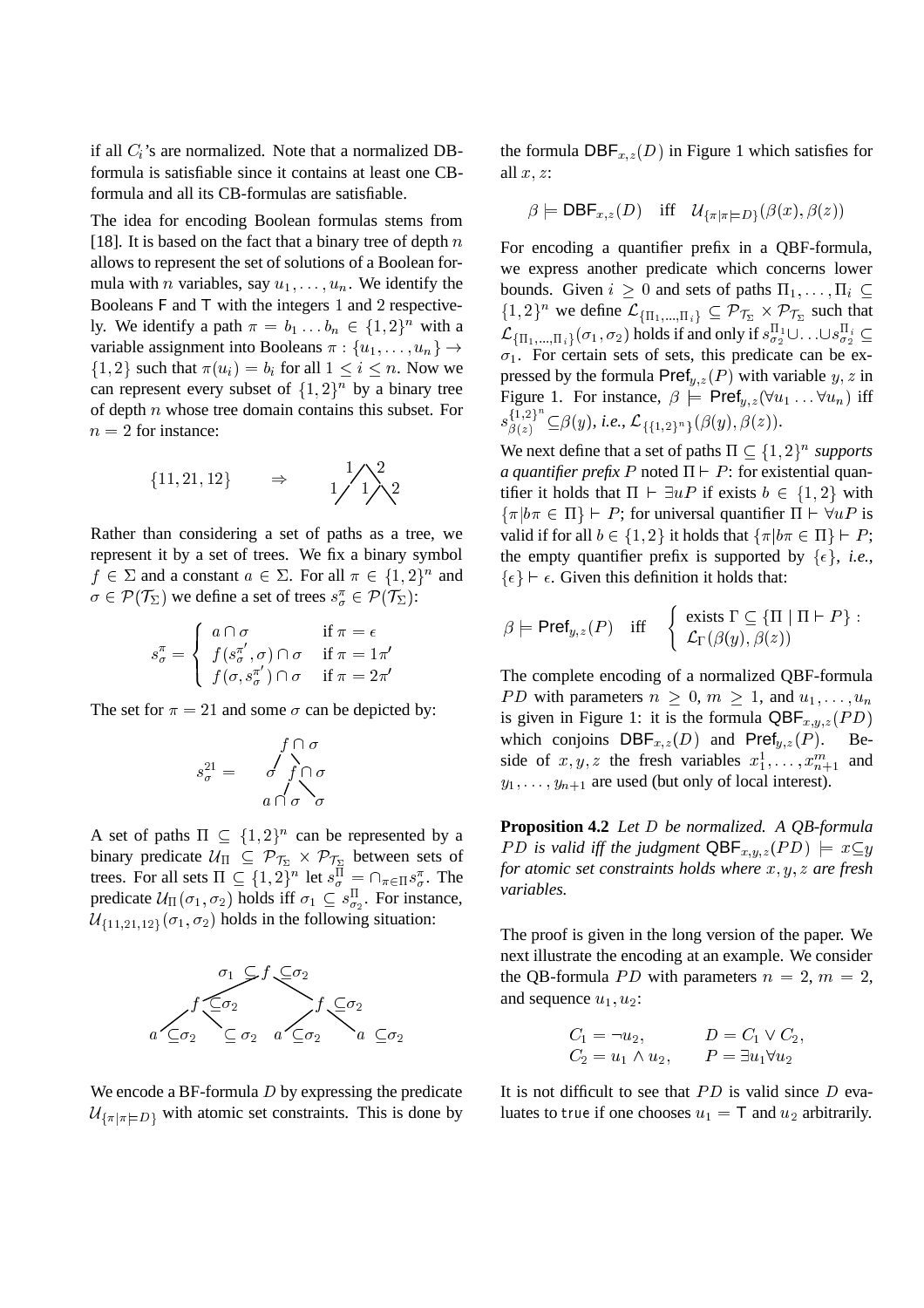if all $C_i$'s are normalized. Note that a normalized DB-formula is satisfiable since it contains at least one CB-formula and all its CB-formulas are satisfiable.

The idea for encoding Boolean formulas stems from [18]. It is based on the fact that a binary tree of depth $n$ allows to represent the set of solutions of a Boolean formula with $n$ variables, say $u_1, \ldots, u_n$. We identify the Booleans $\mathsf{F}$ and $\mathsf{T}$ with the integers 1 and 2 respectively. We identify a path $\pi = b_1 \ldots b_n \in \{1,2\}^n$ with a variable assignment into Booleans $\pi : \{u_1, \ldots, u_n\} \to \{1,2\}$ such that $\pi(u_i) = b_i$ for all $1 \le i \le n$. Now we can represent every subset of $\{1,2\}^n$ by a binary tree of depth $n$ whose tree domain contains this subset. For $n = 2$ for instance:

$$\{11, 21, 12\} \quad \Rightarrow$$

Rather than considering a set of paths as a tree, we represent it by a set of trees. We fix a binary symbol $f \in \Sigma$ and a constant $a \in \Sigma$. For all $\pi \in \{1,2\}^n$ and $\sigma \in \mathcal{P}(\mathcal{T}_\Sigma)$ we define a set of trees $s^\pi_\sigma \in \mathcal{P}(\mathcal{T}_\Sigma)$:

$$s^\pi_\sigma = \begin{cases} a \cap \sigma & \text{if } \pi = \epsilon \\ f(s^{\pi'}_\sigma, \sigma) \cap \sigma & \text{if } \pi = 1\pi' \\ f(\sigma, s^{\pi'}_\sigma) \cap \sigma & \text{if } \pi = 2\pi' \end{cases}$$

The set for $\pi = 21$ and some $\sigma$ can be depicted by:

$$s^{21}_\sigma =$$

A set of paths $\Pi \subseteq \{1,2\}^n$ can be represented by a binary predicate $\mathcal{U}_\Pi \subseteq \mathcal{P}_{\mathcal{T}_\Sigma} \times \mathcal{P}_{\mathcal{T}_\Sigma}$ between sets of trees. For all sets $\Pi \subseteq \{1,2\}^n$ let $s^\Pi_\sigma = \cap_{\pi \in \Pi} s^\pi_\sigma$. The predicate $\mathcal{U}_\Pi(\sigma_1, \sigma_2)$ holds iff $\sigma_1 \subseteq s^\Pi_{\sigma_2}$. For instance, $\mathcal{U}_{\{11,21,12\}}(\sigma_1, \sigma_2)$ holds in the following situation:

We encode a BF-formula $D$ by expressing the predicate $\mathcal{U}_{\{\pi | \pi \models D\}}$ with atomic set constraints. This is done by the formula $\mathsf{DBF}_{x,z}(D)$ in Figure 1 which satisfies for all $x, z$:

$$\beta \models \mathsf{DBF}_{x,z}(D) \quad \text{iff} \quad \mathcal{U}_{\{\pi | \pi \models D\}}(\beta(x), \beta(z))$$

For encoding a quantifier prefix in a QBF-formula, we express another predicate which concerns lower bounds. Given $i \ge 0$ and sets of paths $\Pi_1, \ldots, \Pi_i \subseteq \{1,2\}^n$ we define $\mathcal{L}_{\{\Pi_1, \ldots, \Pi_i\}} \subseteq \mathcal{P}_{\mathcal{T}_\Sigma} \times \mathcal{P}_{\mathcal{T}_\Sigma}$ such that $\mathcal{L}_{\{\Pi_1, \ldots, \Pi_i\}}(\sigma_1, \sigma_2)$ holds if and only if $s^{\Pi_1}_{\sigma_2} \cup \ldots \cup s^{\Pi_i}_{\sigma_2} \subseteq \sigma_1$. For certain sets of sets, this predicate can be expressed by the formula $\mathsf{Pref}_{y,z}(P)$ with variable $y, z$ in Figure 1. For instance, $\beta \models \mathsf{Pref}_{y,z}(\forall u_1 \ldots \forall u_n)$ iff $s^{\{1,2\}^n}_{\beta(z)} \subseteq \beta(y)$, *i.e.*, $\mathcal{L}_{\{\{1,2\}^n\}}(\beta(y), \beta(z))$.

We next define that a set of paths $\Pi \subseteq \{1,2\}^n$ *supports a quantifier prefix* $P$ noted $\Pi \vdash P$: for existential quantifier it holds that $\Pi \vdash \exists u P$ if exists $b \in \{1,2\}$ with $\{\pi | b\pi \in \Pi\} \vdash P$; for universal quantifier $\Pi \vdash \forall u P$ is valid if for all $b \in \{1,2\}$ it holds that $\{\pi | b\pi \in \Pi\} \vdash P$; the empty quantifier prefix is supported by $\{\epsilon\}$, *i.e.*, $\{\epsilon\} \vdash \epsilon$. Given this definition it holds that:

$$\beta \models \mathsf{Pref}_{y,z}(P) \quad \text{iff} \quad \begin{cases} \text{exists } \Gamma \subseteq \{\Pi \mid \Pi \vdash P\} : \\ \mathcal{L}_\Gamma(\beta(y), \beta(z)) \end{cases}$$

The complete encoding of a normalized QBF-formula $PD$ with parameters $n \ge 0$, $m \ge 1$, and $u_1, \ldots, u_n$ is given in Figure 1: it is the formula $\mathsf{QBF}_{x,y,z}(PD)$ which conjoins $\mathsf{DBF}_{x,z}(D)$ and $\mathsf{Pref}_{y,z}(P)$. Beside of $x, y, z$ the fresh variables $x^1_1, \ldots, x^m_{n+1}$ and $y_1, \ldots, y_{n+1}$ are used (but only of local interest).

**Proposition 4.2** *Let $D$ be normalized. A QB-formula $PD$ is valid iff the judgment $\mathsf{QBF}_{x,y,z}(PD) \models x \subseteq y$ for atomic set constraints holds where $x, y, z$ are fresh variables.*

The proof is given in the long version of the paper. We next illustrate the encoding at an example. We consider the QB-formula $PD$ with parameters $n = 2$, $m = 2$, and sequence $u_1, u_2$:

$$C_1 = \neg u_2, \qquad D = C_1 \vee C_2,$$
$$C_2 = u_1 \wedge u_2, \qquad P = \exists u_1 \forall u_2$$

It is not difficult to see that $PD$ is valid since $D$ evaluates to true if one chooses $u_1 = \mathsf{T}$ and $u_2$ arbitrarily.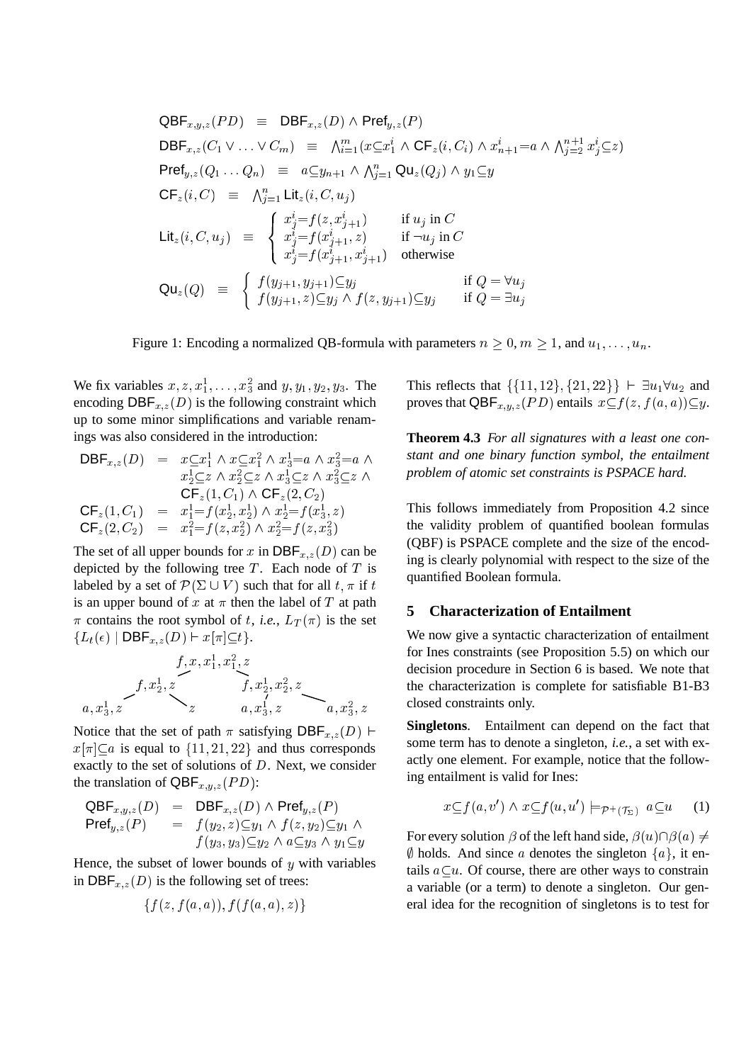$$
\begin{array}{lcl}
\mathsf{QBF}_{x,y,z}(PD) & \equiv & \mathsf{DBF}_{x,z}(D) \wedge \mathsf{Pref}_{y,z}(P) \\
\mathsf{DBF}_{x,z}(C_1 \vee \ldots \vee C_m) & \equiv & \bigwedge_{i=1}^{m} (x \subseteq x_1^i \wedge \mathsf{CF}_z(i, C_i) \wedge x_{n+1}^i = a \wedge \bigwedge_{j=2}^{n+1} x_j^i \subseteq z) \\
\mathsf{Pref}_{y,z}(Q_1 \ldots Q_n) & \equiv & a \subseteq y_{n+1} \wedge \bigwedge_{j=1}^{n} \mathsf{Qu}_z(Q_j) \wedge y_1 \subseteq y \\
\mathsf{CF}_z(i, C) & \equiv & \bigwedge_{j=1}^{n} \mathsf{Lit}_z(i, C, u_j) \\
\mathsf{Lit}_z(i, C, u_j) & \equiv & \begin{cases} x_j^i = f(z, x_{j+1}^i) & \text{if } u_j \text{ in } C \\ x_j^i = f(x_{j+1}^i, z) & \text{if } \neg u_j \text{ in } C \\ x_j^i = f(x_{j+1}^i, x_{j+1}^i) & \text{otherwise} \end{cases} \\
\mathsf{Qu}_z(Q) & \equiv & \begin{cases} f(y_{j+1}, y_{j+1}) \subseteq y_j & \text{if } Q = \forall u_j \\ f(y_{j+1}, z) \subseteq y_j \wedge f(z, y_{j+1}) \subseteq y_j & \text{if } Q = \exists u_j \end{cases}
\end{array}
$$

Figure 1: Encoding a normalized QB-formula with parameters $n \geq 0, m \geq 1$, and $u_1, \ldots, u_n$.

We fix variables $x, z, x_1^1, \ldots, x_3^2$ and $y, y_1, y_2, y_3$. The encoding $\mathsf{DBF}_{x,z}(D)$ is the following constraint which up to some minor simplifications and variable renamings was also considered in the introduction:

$$
\begin{array}{lcl}
\mathsf{DBF}_{x,z}(D) & = & x \subseteq x_1^1 \wedge x \subseteq x_1^2 \wedge x_3^1 = a \wedge x_3^2 = a \wedge \\
& & x_2^1 \subseteq z \wedge x_2^2 \subseteq z \wedge x_3^1 \subseteq z \wedge x_3^2 \subseteq z \wedge \\
& & \mathsf{CF}_z(1, C_1) \wedge \mathsf{CF}_z(2, C_2) \\
\mathsf{CF}_z(1, C_1) & = & x_1^1 = f(x_2^1, x_2^1) \wedge x_2^1 = f(x_3^1, z) \\
\mathsf{CF}_z(2, C_2) & = & x_1^2 = f(z, x_2^2) \wedge x_2^2 = f(z, x_3^2)
\end{array}
$$

The set of all upper bounds for $x$ in $\mathsf{DBF}_{x,z}(D)$ can be depicted by the following tree $T$. Each node of $T$ is labeled by a set of $\mathcal{P}(\Sigma \cup V)$ such that for all $t, \pi$ if $t$ is an upper bound of $x$ at $\pi$ then the label of $T$ at path $\pi$ contains the root symbol of $t$, *i.e.*, $L_T(\pi)$ is the set $\{L_t(\epsilon) \mid \mathsf{DBF}_{x,z}(D) \vdash x[\pi] \subseteq t\}$.

```
                 f, x, x_1^1, x_1^2, z
               /                      \
        f, x_2^1, z               f, x_2^1, x_2^2, z
        /         \                /              \
a, x_3^1, z        z        a, x_3^1, z        a, x_3^2, z
```

Notice that the set of path $\pi$ satisfying $\mathsf{DBF}_{x,z}(D) \vdash x[\pi] \subseteq a$ is equal to $\{11, 21, 22\}$ and thus corresponds exactly to the set of solutions of $D$. Next, we consider the translation of $\mathsf{QBF}_{x,y,z}(PD)$:

$$
\begin{array}{lcl}
\mathsf{QBF}_{x,y,z}(D) & = & \mathsf{DBF}_{x,z}(D) \wedge \mathsf{Pref}_{y,z}(P) \\
\mathsf{Pref}_{y,z}(P) & = & f(y_2, z) \subseteq y_1 \wedge f(z, y_2) \subseteq y_1 \wedge \\
& & f(y_3, y_3) \subseteq y_2 \wedge a \subseteq y_3 \wedge y_1 \subseteq y
\end{array}
$$

Hence, the subset of lower bounds of $y$ with variables in $\mathsf{DBF}_{x,z}(D)$ is the following set of trees:

$$\{f(z, f(a, a)), f(f(a, a), z)\}$$

This reflects that $\{\{11, 12\}, \{21, 22\}\} \vdash \exists u_1 \forall u_2$ and proves that $\mathsf{QBF}_{x,y,z}(PD)$ entails $x \subseteq f(z, f(a, a)) \subseteq y$.

**Theorem 4.3** *For all signatures with a least one constant and one binary function symbol, the entailment problem of atomic set constraints is PSPACE hard.*

This follows immediately from Proposition 4.2 since the validity problem of quantified boolean formulas (QBF) is PSPACE complete and the size of the encoding is clearly polynomial with respect to the size of the quantified Boolean formula.

## 5 Characterization of Entailment

We now give a syntactic characterization of entailment for Ines constraints (see Proposition 5.5) on which our decision procedure in Section 6 is based. We note that the characterization is complete for satisfiable B1-B3 closed constraints only.

**Singletons**. Entailment can depend on the fact that some term has to denote a singleton, *i.e.*, a set with exactly one element. For example, notice that the following entailment is valid for Ines:

$$x \subseteq f(a, v') \wedge x \subseteq f(u, u') \models_{\mathcal{P}^+(\mathcal{T}_\Sigma)} a \subseteq u \qquad (1)$$

For every solution $\beta$ of the left hand side, $\beta(u) \cap \beta(a) \neq \emptyset$ holds. And since $a$ denotes the singleton $\{a\}$, it entails $a \subseteq u$. Of course, there are other ways to constrain a variable (or a term) to denote a singleton. Our general idea for the recognition of singletons is to test for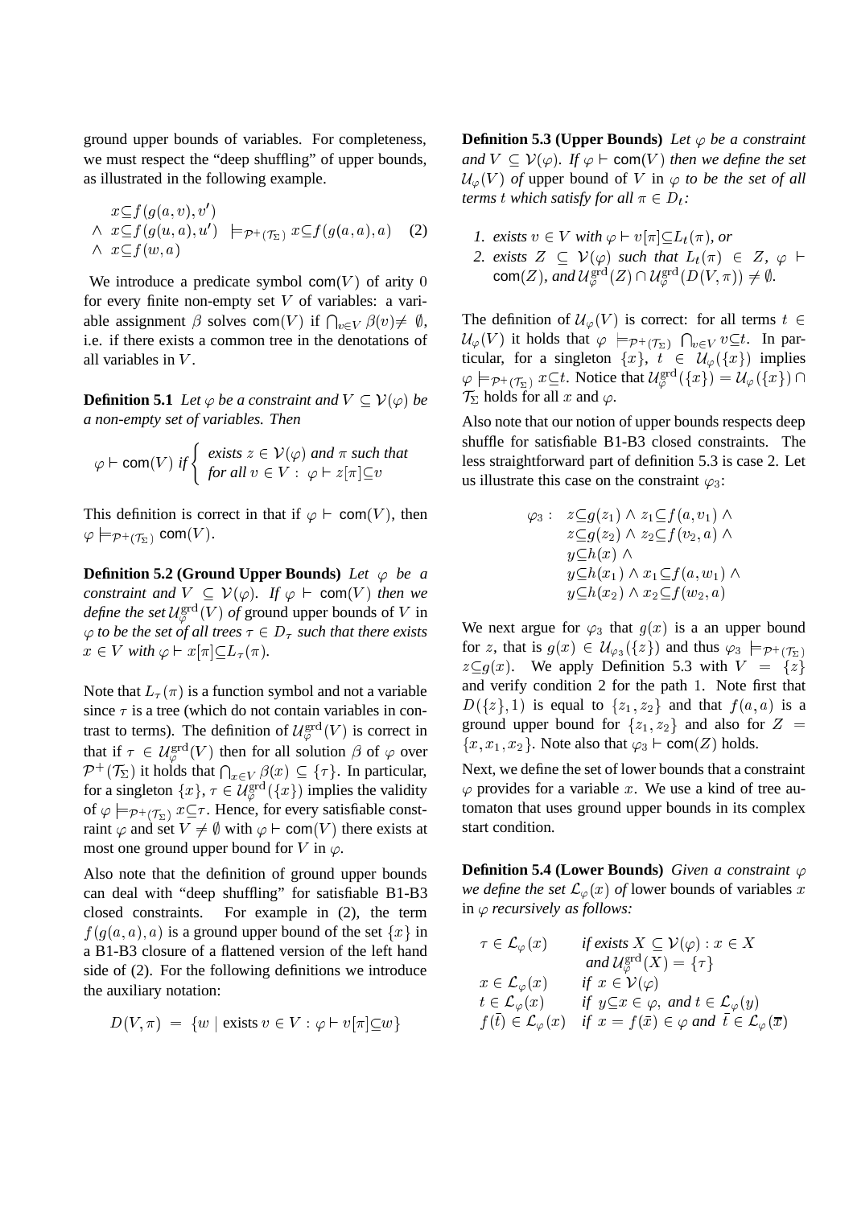ground upper bounds of variables. For completeness, we must respect the "deep shuffling" of upper bounds, as illustrated in the following example.

$$\begin{array}{l} \quad x \subseteq f(g(a,v),v') \\ \wedge \; x \subseteq f(g(u,a),u') \\ \wedge \; x \subseteq f(w,a) \end{array} \models_{\mathcal{P}^+(\mathcal{T}_\Sigma)} x \subseteq f(g(a,a),a) \quad (2)$$

We introduce a predicate symbol $\mathsf{com}(V)$ of arity 0 for every finite non-empty set $V$ of variables: a variable assignment $\beta$ solves $\mathsf{com}(V)$ if $\bigcap_{v \in V} \beta(v) \neq \emptyset$, i.e. if there exists a common tree in the denotations of all variables in $V$.

**Definition 5.1** *Let $\varphi$ be a constraint and $V \subseteq \mathcal{V}(\varphi)$ be a non-empty set of variables. Then*

$$\varphi \vdash \mathsf{com}(V) \text{ if } \left\{ \begin{array}{l} \text{exists } z \in \mathcal{V}(\varphi) \text{ and } \pi \text{ such that} \\ \text{for all } v \in V: \; \varphi \vdash z[\pi] \subseteq v \end{array} \right.$$

This definition is correct in that if $\varphi \vdash \mathsf{com}(V)$, then $\varphi \models_{\mathcal{P}^+(\mathcal{T}_\Sigma)} \mathsf{com}(V)$.

**Definition 5.2 (Ground Upper Bounds)** *Let $\varphi$ be a constraint and $V \subseteq \mathcal{V}(\varphi)$. If $\varphi \vdash \mathsf{com}(V)$ then we define the set $\mathcal{U}^{\mathrm{grd}}_\varphi(V)$ of* ground upper bounds of $V$ in $\varphi$ *to be the set of all trees $\tau \in D_\tau$ such that there exists $x \in V$ with $\varphi \vdash x[\pi] \subseteq L_\tau(\pi)$.*

Note that $L_\tau(\pi)$ is a function symbol and not a variable since $\tau$ is a tree (which do not contain variables in contrast to terms). The definition of $\mathcal{U}^{\mathrm{grd}}_\varphi(V)$ is correct in that if $\tau \in \mathcal{U}^{\mathrm{grd}}_\varphi(V)$ then for all solution $\beta$ of $\varphi$ over $\mathcal{P}^+(\mathcal{T}_\Sigma)$ it holds that $\bigcap_{x \in V} \beta(x) \subseteq \{\tau\}$. In particular, for a singleton $\{x\}$, $\tau \in \mathcal{U}^{\mathrm{grd}}_\varphi(\{x\})$ implies the validity of $\varphi \models_{\mathcal{P}^+(\mathcal{T}_\Sigma)} x \subseteq \tau$. Hence, for every satisfiable constraint $\varphi$ and set $V \neq \emptyset$ with $\varphi \vdash \mathsf{com}(V)$ there exists at most one ground upper bound for $V$ in $\varphi$.

Also note that the definition of ground upper bounds can deal with "deep shuffling" for satisfiable B1-B3 closed constraints. For example in (2), the term $f(g(a,a),a)$ is a ground upper bound of the set $\{x\}$ in a B1-B3 closure of a flattened version of the left hand side of (2). For the following definitions we introduce the auxiliary notation:

$$D(V,\pi) \;=\; \{w \mid \text{exists } v \in V: \varphi \vdash v[\pi] \subseteq w\}$$

**Definition 5.3 (Upper Bounds)** *Let $\varphi$ be a constraint and $V \subseteq \mathcal{V}(\varphi)$. If $\varphi \vdash \mathsf{com}(V)$ then we define the set $\mathcal{U}_\varphi(V)$ of* upper bound of $V$ in $\varphi$ *to be the set of all terms $t$ which satisfy for all $\pi \in D_t$:*

1. *exists $v \in V$ with $\varphi \vdash v[\pi] \subseteq L_t(\pi)$, or*
2. *exists $Z \subseteq \mathcal{V}(\varphi)$ such that $L_t(\pi) \in Z$, $\varphi \vdash \mathsf{com}(Z)$, and $\mathcal{U}^{\mathrm{grd}}_\varphi(Z) \cap \mathcal{U}^{\mathrm{grd}}_\varphi(D(V,\pi)) \neq \emptyset$.*

The definition of $\mathcal{U}_\varphi(V)$ is correct: for all terms $t \in \mathcal{U}_\varphi(V)$ it holds that $\varphi \models_{\mathcal{P}^+(\mathcal{T}_\Sigma)} \bigcap_{v \in V} v \subseteq t$. In particular, for a singleton $\{x\}$, $t \in \mathcal{U}_\varphi(\{x\})$ implies $\varphi \models_{\mathcal{P}^+(\mathcal{T}_\Sigma)} x \subseteq t$. Notice that $\mathcal{U}^{\mathrm{grd}}_\varphi(\{x\}) = \mathcal{U}_\varphi(\{x\}) \cap \mathcal{T}_\Sigma$ holds for all $x$ and $\varphi$.

Also note that our notion of upper bounds respects deep shuffle for satisfiable B1-B3 closed constraints. The less straightforward part of definition 5.3 is case 2. Let us illustrate this case on the constraint $\varphi_3$:

$$\begin{array}{rl} \varphi_3: & z \subseteq g(z_1) \wedge z_1 \subseteq f(a,v_1) \wedge \\ & z \subseteq g(z_2) \wedge z_2 \subseteq f(v_2,a) \wedge \\ & y \subseteq h(x) \wedge \\ & y \subseteq h(x_1) \wedge x_1 \subseteq f(a,w_1) \wedge \\ & y \subseteq h(x_2) \wedge x_2 \subseteq f(w_2,a) \end{array}$$

We next argue for $\varphi_3$ that $g(x)$ is a an upper bound for $z$, that is $g(x) \in \mathcal{U}_{\varphi_3}(\{z\})$ and thus $\varphi_3 \models_{\mathcal{P}^+(\mathcal{T}_\Sigma)} z \subseteq g(x)$. We apply Definition 5.3 with $V = \{z\}$ and verify condition 2 for the path 1. Note first that $D(\{z\},1)$ is equal to $\{z_1,z_2\}$ and that $f(a,a)$ is a ground upper bound for $\{z_1,z_2\}$ and also for $Z = \{x,x_1,x_2\}$. Note also that $\varphi_3 \vdash \mathsf{com}(Z)$ holds.

Next, we define the set of lower bounds that a constraint $\varphi$ provides for a variable $x$. We use a kind of tree automaton that uses ground upper bounds in its complex start condition.

**Definition 5.4 (Lower Bounds)** *Given a constraint $\varphi$ we define the set $\mathcal{L}_\varphi(x)$ of* lower bounds of variables $x$ in $\varphi$ *recursively as follows:*

$$\begin{array}{ll} \tau \in \mathcal{L}_\varphi(x) & \text{if exists } X \subseteq \mathcal{V}(\varphi): x \in X \\ & \text{and } \mathcal{U}^{\mathrm{grd}}_\varphi(X) = \{\tau\} \\ x \in \mathcal{L}_\varphi(x) & \text{if } x \in \mathcal{V}(\varphi) \\ t \in \mathcal{L}_\varphi(x) & \text{if } y \subseteq x \in \varphi, \text{ and } t \in \mathcal{L}_\varphi(y) \\ f(\bar{t}) \in \mathcal{L}_\varphi(x) & \text{if } x = f(\bar{x}) \in \varphi \text{ and } \bar{t} \in \mathcal{L}_\varphi(\overline{x}) \end{array}$$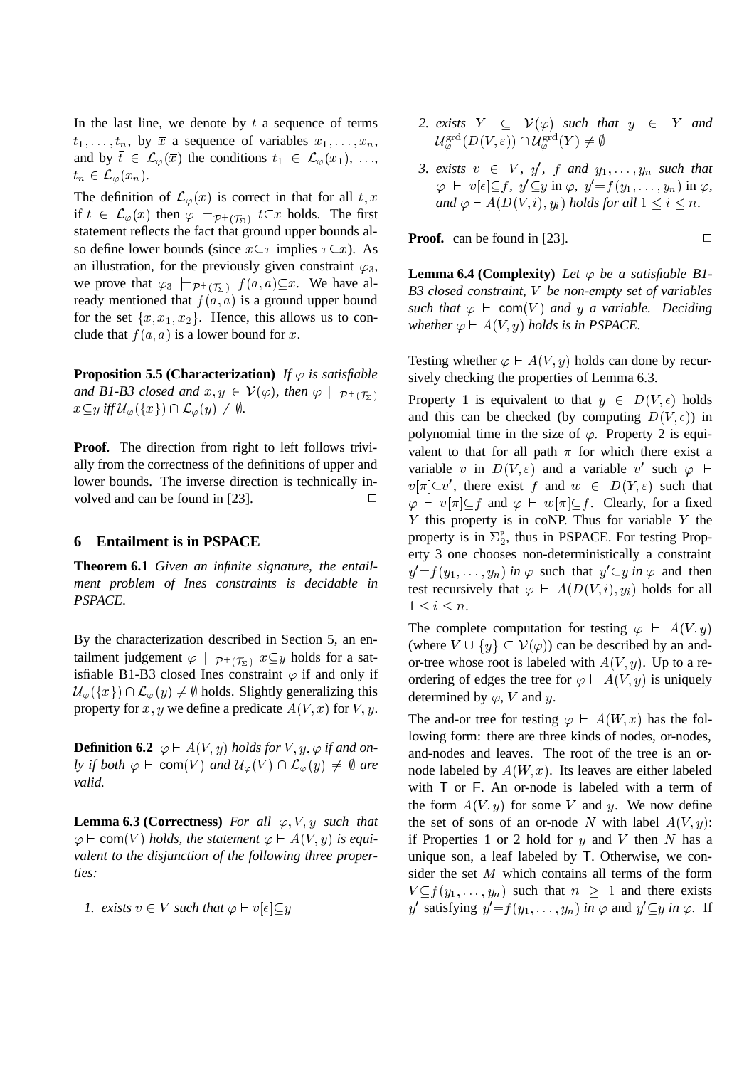In the last line, we denote by $\bar{t}$ a sequence of terms $t_1, \ldots, t_n$, by $\overline{x}$ a sequence of variables $x_1, \ldots, x_n$, and by $\bar{t} \in \mathcal{L}_\varphi(\overline{x})$ the conditions $t_1 \in \mathcal{L}_\varphi(x_1)$, ..., $t_n \in \mathcal{L}_\varphi(x_n)$.

The definition of $\mathcal{L}_\varphi(x)$ is correct in that for all $t, x$ if $t \in \mathcal{L}_\varphi(x)$ then $\varphi \models_{\mathcal{P}^+(\mathcal{T}_\Sigma)} t \subseteq x$ holds. The first statement reflects the fact that ground upper bounds also define lower bounds (since $x \subseteq \tau$ implies $\tau \subseteq x$). As an illustration, for the previously given constraint $\varphi_3$, we prove that $\varphi_3 \models_{\mathcal{P}^+(\mathcal{T}_\Sigma)} f(a,a) \subseteq x$. We have already mentioned that $f(a,a)$ is a ground upper bound for the set $\{x, x_1, x_2\}$. Hence, this allows us to conclude that $f(a,a)$ is a lower bound for $x$.

**Proposition 5.5 (Characterization)** *If $\varphi$ is satisfiable and B1-B3 closed and $x, y \in \mathcal{V}(\varphi)$, then $\varphi \models_{\mathcal{P}^+(\mathcal{T}_\Sigma)} x \subseteq y$ iff $\mathcal{U}_\varphi(\{x\}) \cap \mathcal{L}_\varphi(y) \neq \emptyset$.*

**Proof.** The direction from right to left follows trivially from the correctness of the definitions of upper and lower bounds. The inverse direction is technically involved and can be found in [23]. $\square$

## 6 Entailment is in PSPACE

**Theorem 6.1** *Given an infinite signature, the entailment problem of Ines constraints is decidable in PSPACE.*

By the characterization described in Section 5, an entailment judgement $\varphi \models_{\mathcal{P}^+(\mathcal{T}_\Sigma)} x \subseteq y$ holds for a satisfiable B1-B3 closed Ines constraint $\varphi$ if and only if $\mathcal{U}_\varphi(\{x\}) \cap \mathcal{L}_\varphi(y) \neq \emptyset$ holds. Slightly generalizing this property for $x, y$ we define a predicate $A(V, x)$ for $V, y$.

**Definition 6.2** $\varphi \vdash A(V, y)$ *holds for $V, y, \varphi$ if and only if both $\varphi \vdash \mathsf{com}(V)$ and $\mathcal{U}_\varphi(V) \cap \mathcal{L}_\varphi(y) \neq \emptyset$ are valid.*

**Lemma 6.3 (Correctness)** *For all $\varphi, V, y$ such that $\varphi \vdash \mathsf{com}(V)$ holds, the statement $\varphi \vdash A(V, y)$ is equivalent to the disjunction of the following three properties:*

1. *exists $v \in V$ such that $\varphi \vdash v[\epsilon] \subseteq y$*
2. *exists $Y \subseteq \mathcal{V}(\varphi)$ such that $y \in Y$ and $\mathcal{U}^{\mathrm{grd}}_\varphi(D(V, \varepsilon)) \cap \mathcal{U}^{\mathrm{grd}}_\varphi(Y) \neq \emptyset$*
3. *exists $v \in V$, $y'$, $f$ and $y_1, \ldots, y_n$ such that $\varphi \vdash v[\epsilon] \subseteq f$, $y' \subseteq y$ in $\varphi$, $y' = f(y_1, \ldots, y_n)$ in $\varphi$, and $\varphi \vdash A(D(V, i), y_i)$ holds for all $1 \leq i \leq n$.*

**Proof.** can be found in [23]. $\square$

**Lemma 6.4 (Complexity)** *Let $\varphi$ be a satisfiable B1-B3 closed constraint, $V$ be non-empty set of variables such that $\varphi \vdash \mathsf{com}(V)$ and $y$ a variable. Deciding whether $\varphi \vdash A(V, y)$ holds is in PSPACE.*

Testing whether $\varphi \vdash A(V, y)$ holds can done by recursively checking the properties of Lemma 6.3.

Property 1 is equivalent to that $y \in D(V, \epsilon)$ holds and this can be checked (by computing $D(V, \epsilon)$) in polynomial time in the size of $\varphi$. Property 2 is equivalent to that for all path $\pi$ for which there exist a variable $v$ in $D(V, \varepsilon)$ and a variable $v'$ such $\varphi \vdash v[\pi] \subseteq v'$, there exist $f$ and $w \in D(Y, \varepsilon)$ such that $\varphi \vdash v[\pi] \subseteq f$ and $\varphi \vdash w[\pi] \subseteq f$. Clearly, for a fixed $Y$ this property is in coNP. Thus for variable $Y$ the property is in $\Sigma^p_2$, thus in PSPACE. For testing Property 3 one chooses non-deterministically a constraint $y' = f(y_1, \ldots, y_n)$ *in* $\varphi$ such that $y' \subseteq y$ *in* $\varphi$ and then test recursively that $\varphi \vdash A(D(V, i), y_i)$ holds for all $1 \leq i \leq n$.

The complete computation for testing $\varphi \vdash A(V, y)$ (where $V \cup \{y\} \subseteq \mathcal{V}(\varphi)$) can be described by an and-or-tree whose root is labeled with $A(V, y)$. Up to a reordering of edges the tree for $\varphi \vdash A(V, y)$ is uniquely determined by $\varphi$, $V$ and $y$.

The and-or tree for testing $\varphi \vdash A(W, x)$ has the following form: there are three kinds of nodes, or-nodes, and-nodes and leaves. The root of the tree is an or-node labeled by $A(W, x)$. Its leaves are either labeled with T or F. An or-node is labeled with a term of the form $A(V, y)$ for some $V$ and $y$. We now define the set of sons of an or-node $N$ with label $A(V, y)$: if Properties 1 or 2 hold for $y$ and $V$ then $N$ has a unique son, a leaf labeled by T. Otherwise, we consider the set $M$ which contains all terms of the form $V \subseteq f(y_1, \ldots, y_n)$ such that $n \geq 1$ and there exists $y'$ satisfying $y' = f(y_1, \ldots, y_n)$ *in* $\varphi$ and $y' \subseteq y$ *in* $\varphi$. If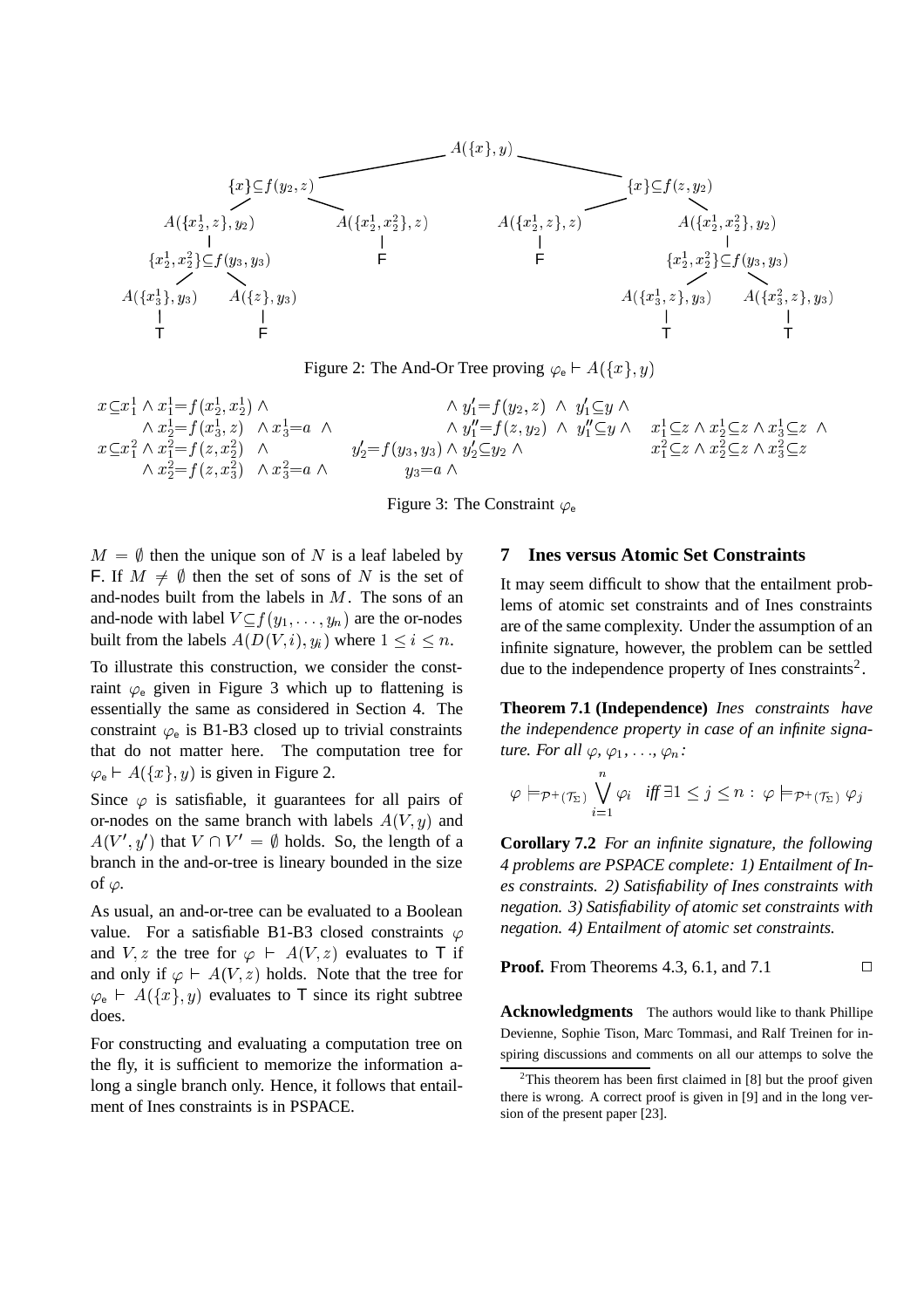$A(\{x\}, y)$

$\{x\}\subseteq f(y_2, z)$

$\{x\}\subseteq f(z, y_2)$

$A(\{x_2^1, z\}, y_2)$

$A(\{x_2^1, x_2^2\}, z)$

$A(\{x_2^1, z\}, z)$

$A(\{x_2^1, x_2^2\}, y_2)$

$\{x_2^1, x_2^2\}\subseteq f(y_3, y_3)$

F

F

$\{x_2^1, x_2^2\}\subseteq f(y_3, y_3)$

$A(\{x_3^1\}, y_3)$

$A(\{z\}, y_3)$

$A(\{x_3^1, z\}, y_3)$

$A(\{x_3^2, z\}, y_3)$

T

F

T

T

Figure 2: The And-Or Tree proving $\varphi_e \vdash A(\{x\}, y)$

$$
\begin{array}{llll}
x\subseteq x_1^1 \wedge x_1^1 = f(x_2^1, x_2^1) \wedge & \wedge\, y_1' = f(y_2, z) \;\wedge\; y_1' \subseteq y \;\wedge & & \\
\quad \wedge\, x_2^1 = f(x_3^1, z) \;\; \wedge x_3^1 = a \;\wedge & \wedge\, y_1'' = f(z, y_2) \;\wedge\; y_1'' \subseteq y \;\wedge & x_1^1 \subseteq z \wedge x_2^1 \subseteq z \wedge x_3^1 \subseteq z \;\wedge & \\
x\subseteq x_1^2 \wedge x_1^2 = f(z, x_2^2) \;\; \wedge & y_2' = f(y_3, y_3) \wedge y_2' \subseteq y_2 \;\wedge & x_1^2 \subseteq z \wedge x_2^2 \subseteq z \wedge x_3^2 \subseteq z & \\
\quad \wedge\, x_2^2 = f(z, x_3^2) \;\; \wedge x_3^2 = a \;\wedge & y_3 = a \;\wedge & & 
\end{array}
$$

Figure 3: The Constraint $\varphi_e$

$M = \emptyset$ then the unique son of $N$ is a leaf labeled by F. If $M \neq \emptyset$ then the set of sons of $N$ is the set of and-nodes built from the labels in $M$. The sons of an and-node with label $V \subseteq f(y_1, \ldots, y_n)$ are the or-nodes built from the labels $A(D(V,i), y_i)$ where $1 \leq i \leq n$.

To illustrate this construction, we consider the constraint $\varphi_e$ given in Figure 3 which up to flattening is essentially the same as considered in Section 4. The constraint $\varphi_e$ is B1-B3 closed up to trivial constraints that do not matter here. The computation tree for $\varphi_e \vdash A(\{x\}, y)$ is given in Figure 2.

Since $\varphi$ is satisfiable, it guarantees for all pairs of or-nodes on the same branch with labels $A(V, y)$ and $A(V', y')$ that $V \cap V' = \emptyset$ holds. So, the length of a branch in the and-or-tree is lineary bounded in the size of $\varphi$.

As usual, an and-or-tree can be evaluated to a Boolean value. For a satisfiable B1-B3 closed constraints $\varphi$ and $V, z$ the tree for $\varphi \vdash A(V, z)$ evaluates to T if and only if $\varphi \vdash A(V, z)$ holds. Note that the tree for $\varphi_e \vdash A(\{x\}, y)$ evaluates to T since its right subtree does.

For constructing and evaluating a computation tree on the fly, it is sufficient to memorize the information along a single branch only. Hence, it follows that entailment of Ines constraints is in PSPACE.

## 7 Ines versus Atomic Set Constraints

It may seem difficult to show that the entailment problems of atomic set constraints and of Ines constraints are of the same complexity. Under the assumption of an infinite signature, however, the problem can be settled due to the independence property of Ines constraints[2].

**Theorem 7.1 (Independence)** *Ines constraints have the independence property in case of an infinite signature. For all $\varphi, \varphi_1, \ldots, \varphi_n$:*

$$\varphi \models_{\mathcal{P}^+(\mathcal{T}_\Sigma)} \bigvee_{i=1}^{n} \varphi_i \quad \textit{iff}\; \exists 1 \leq j \leq n : \varphi \models_{\mathcal{P}^+(\mathcal{T}_\Sigma)} \varphi_j$$

**Corollary 7.2** *For an infinite signature, the following 4 problems are PSPACE complete: 1) Entailment of Ines constraints. 2) Satisfiability of Ines constraints with negation. 3) Satisfiability of atomic set constraints with negation. 4) Entailment of atomic set constraints.*

**Proof.** From Theorems 4.3, 6.1, and 7.1 □

**Acknowledgments** The authors would like to thank Phillipe Devienne, Sophie Tison, Marc Tommasi, and Ralf Treinen for inspiring discussions and comments on all our attemps to solve the

[2] This theorem has been first claimed in [8] but the proof given there is wrong. A correct proof is given in [9] and in the long version of the present paper [23].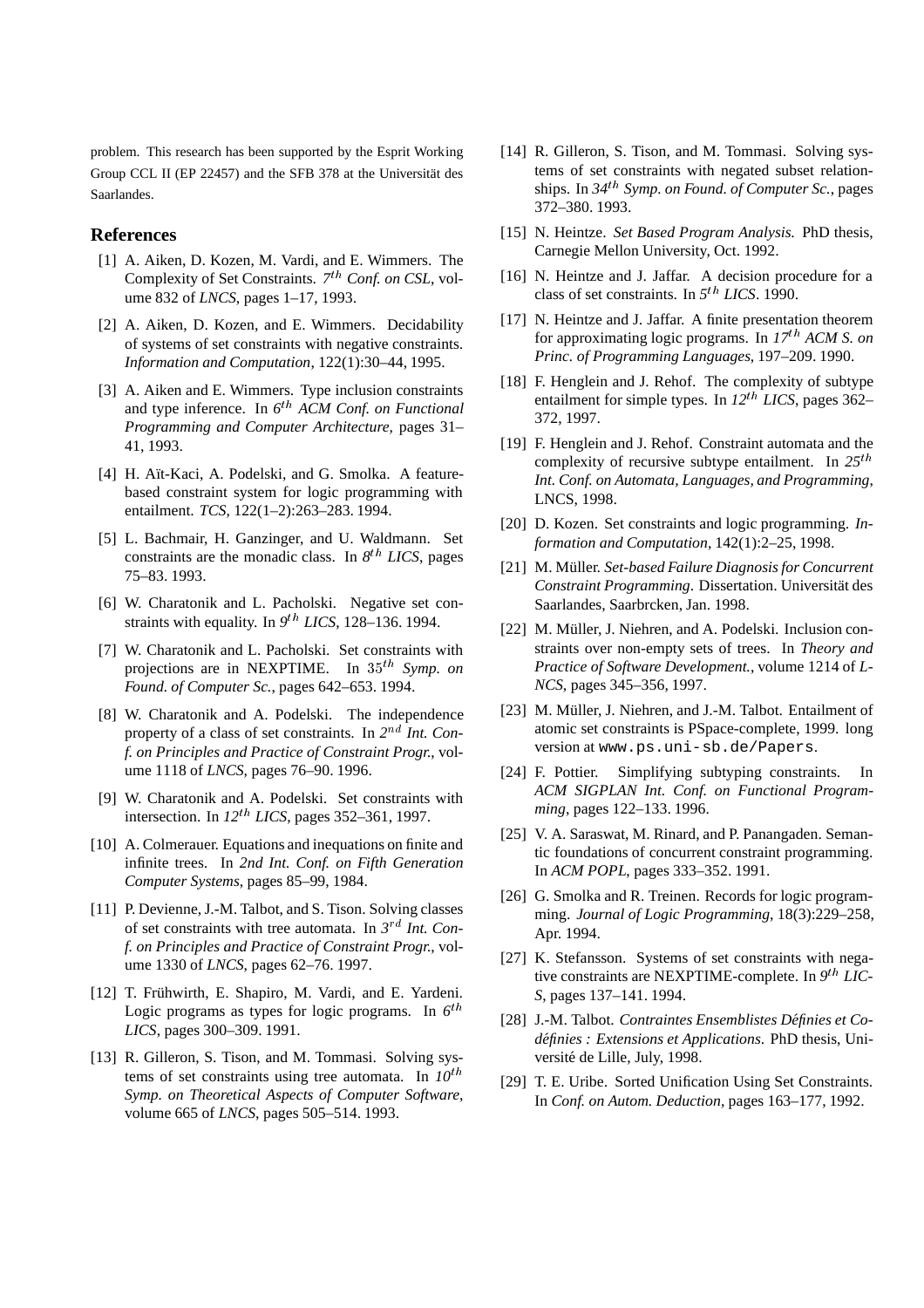problem. This research has been supported by the Esprit Working Group CCL II (EP 22457) and the SFB 378 at the Universität des Saarlandes.

## References

[1] A. Aiken, D. Kozen, M. Vardi, and E. Wimmers. The Complexity of Set Constraints. *7$^{th}$ Conf. on CSL*, volume 832 of *LNCS*, pages 1–17, 1993.

[2] A. Aiken, D. Kozen, and E. Wimmers. Decidability of systems of set constraints with negative constraints. *Information and Computation*, 122(1):30–44, 1995.

[3] A. Aiken and E. Wimmers. Type inclusion constraints and type inference. In *6$^{th}$ ACM Conf. on Functional Programming and Computer Architecture*, pages 31–41, 1993.

[4] H. Aït-Kaci, A. Podelski, and G. Smolka. A feature-based constraint system for logic programming with entailment. *TCS*, 122(1–2):263–283. 1994.

[5] L. Bachmair, H. Ganzinger, and U. Waldmann. Set constraints are the monadic class. In *8$^{th}$ LICS*, pages 75–83. 1993.

[6] W. Charatonik and L. Pacholski. Negative set constraints with equality. In *9$^{th}$ LICS*, 128–136. 1994.

[7] W. Charatonik and L. Pacholski. Set constraints with projections are in NEXPTIME. In 35$^{th}$ *Symp. on Found. of Computer Sc.*, pages 642–653. 1994.

[8] W. Charatonik and A. Podelski. The independence property of a class of set constraints. In *2$^{nd}$ Int. Conf. on Principles and Practice of Constraint Progr.*, volume 1118 of *LNCS*, pages 76–90. 1996.

[9] W. Charatonik and A. Podelski. Set constraints with intersection. In *12$^{th}$ LICS*, pages 352–361, 1997.

[10] A. Colmerauer. Equations and inequations on finite and infinite trees. In *2nd Int. Conf. on Fifth Generation Computer Systems*, pages 85–99, 1984.

[11] P. Devienne, J.-M. Talbot, and S. Tison. Solving classes of set constraints with tree automata. In *3$^{rd}$ Int. Conf. on Principles and Practice of Constraint Progr.*, volume 1330 of *LNCS*, pages 62–76. 1997.

[12] T. Frühwirth, E. Shapiro, M. Vardi, and E. Yardeni. Logic programs as types for logic programs. In *6$^{th}$ LICS*, pages 300–309. 1991.

[13] R. Gilleron, S. Tison, and M. Tommasi. Solving systems of set constraints using tree automata. In *10$^{th}$ Symp. on Theoretical Aspects of Computer Software*, volume 665 of *LNCS*, pages 505–514. 1993.

[14] R. Gilleron, S. Tison, and M. Tommasi. Solving systems of set constraints with negated subset relationships. In *34$^{th}$ Symp. on Found. of Computer Sc.*, pages 372–380. 1993.

[15] N. Heintze. *Set Based Program Analysis.* PhD thesis, Carnegie Mellon University, Oct. 1992.

[16] N. Heintze and J. Jaffar. A decision procedure for a class of set constraints. In *5$^{th}$ LICS*. 1990.

[17] N. Heintze and J. Jaffar. A finite presentation theorem for approximating logic programs. In *17$^{th}$ ACM S. on Princ. of Programming Languages*, 197–209. 1990.

[18] F. Henglein and J. Rehof. The complexity of subtype entailment for simple types. In *12$^{th}$ LICS*, pages 362–372, 1997.

[19] F. Henglein and J. Rehof. Constraint automata and the complexity of recursive subtype entailment. In *25$^{th}$ Int. Conf. on Automata, Languages, and Programming*, LNCS, 1998.

[20] D. Kozen. Set constraints and logic programming. *Information and Computation*, 142(1):2–25, 1998.

[21] M. Müller. *Set-based Failure Diagnosis for Concurrent Constraint Programming*. Dissertation. Universität des Saarlandes, Saarbrcken, Jan. 1998.

[22] M. Müller, J. Niehren, and A. Podelski. Inclusion constraints over non-empty sets of trees. In *Theory and Practice of Software Development.*, volume 1214 of *LNCS*, pages 345–356, 1997.

[23] M. Müller, J. Niehren, and J.-M. Talbot. Entailment of atomic set constraints is PSpace-complete, 1999. long version at www.ps.uni-sb.de/Papers.

[24] F. Pottier. Simplifying subtyping constraints. In *ACM SIGPLAN Int. Conf. on Functional Programming*, pages 122–133. 1996.

[25] V. A. Saraswat, M. Rinard, and P. Panangaden. Semantic foundations of concurrent constraint programming. In *ACM POPL*, pages 333–352. 1991.

[26] G. Smolka and R. Treinen. Records for logic programming. *Journal of Logic Programming*, 18(3):229–258, Apr. 1994.

[27] K. Stefansson. Systems of set constraints with negative constraints are NEXPTIME-complete. In *9$^{th}$ LICS*, pages 137–141. 1994.

[28] J.-M. Talbot. *Contraintes Ensemblistes Définies et Co-définies : Extensions et Applications*. PhD thesis, Université de Lille, July, 1998.

[29] T. E. Uribe. Sorted Unification Using Set Constraints. In *Conf. on Autom. Deduction*, pages 163–177, 1992.